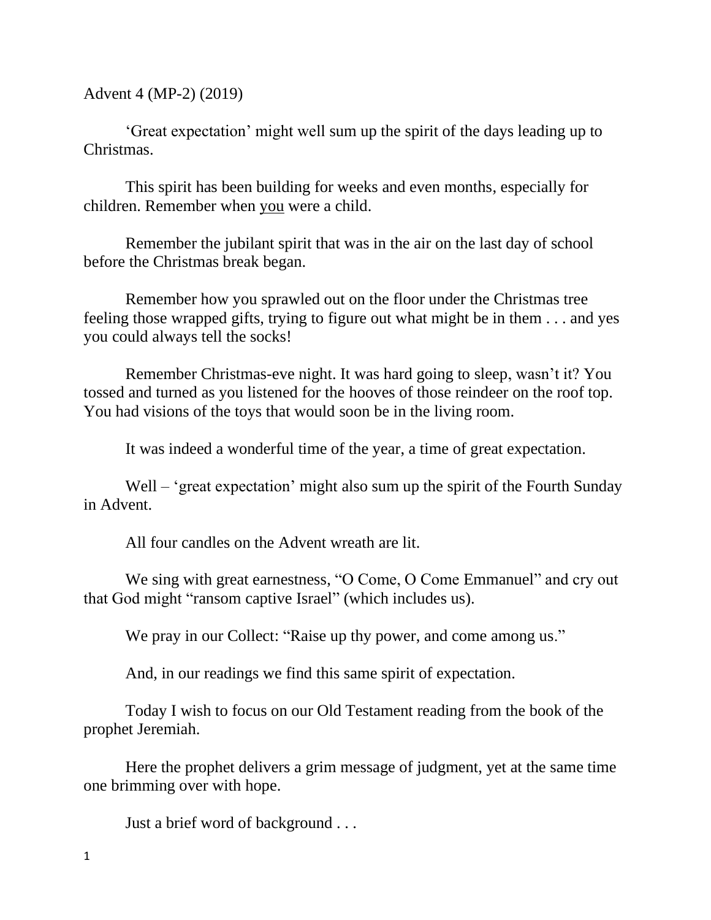Advent 4 (MP-2) (2019)

'Great expectation' might well sum up the spirit of the days leading up to Christmas.

This spirit has been building for weeks and even months, especially for children. Remember when <u>you</u> were a child.

Remember the jubilant spirit that was in the air on the last day of school before the Christmas break began.

Remember how you sprawled out on the floor under the Christmas tree feeling those wrapped gifts, trying to figure out what might be in them . . . and yes you could always tell the socks!

Remember Christmas-eve night. It was hard going to sleep, wasn't it? You tossed and turned as you listened for the hooves of those reindeer on the roof top. You had visions of the toys that would soon be in the living room.

It was indeed a wonderful time of the year, a time of great expectation.

Well – 'great expectation' might also sum up the spirit of the Fourth Sunday in Advent.

All four candles on the Advent wreath are lit.

We sing with great earnestness, "O Come, O Come Emmanuel" and cry out that God might "ransom captive Israel" (which includes us).

We pray in our Collect: "Raise up thy power, and come among us."

And, in our readings we find this same spirit of expectation.

Today I wish to focus on our Old Testament reading from the book of the prophet Jeremiah.

Here the prophet delivers a grim message of judgment, yet at the same time one brimming over with hope.

Just a brief word of background . . .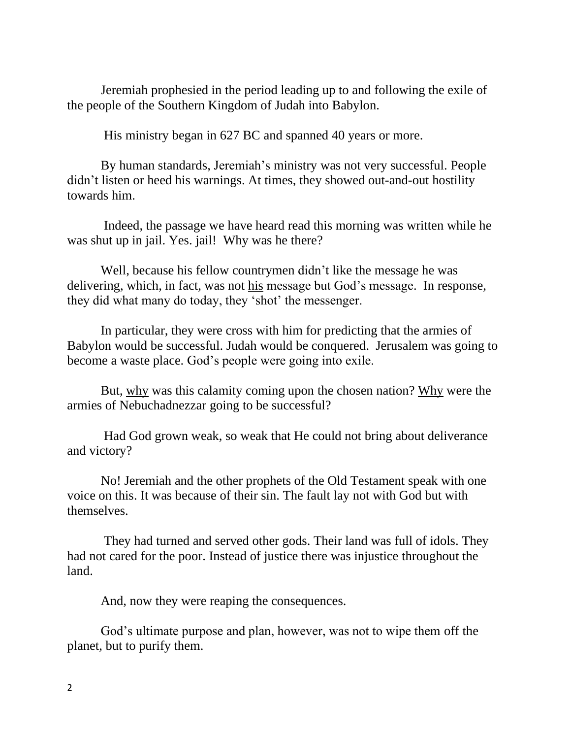Jeremiah prophesied in the period leading up to and following the exile of the people of the Southern Kingdom of Judah into Babylon.

His ministry began in 627 BC and spanned 40 years or more.

By human standards, Jeremiah's ministry was not very successful. People didn't listen or heed his warnings. At times, they showed out-and-out hostility towards him.

Indeed, the passage we have heard read this morning was written while he was shut up in jail. Yes. jail! Why was he there?

Well, because his fellow countrymen didn't like the message he was delivering, which, in fact, was not <u>his</u> message but God's message. In response, they did what many do today, they 'shot' the messenger.

In particular, they were cross with him for predicting that the armies of Babylon would be successful. Judah would be conquered. Jerusalem was going to become a waste place. God's people were going into exile.

But, <u>why</u> was this calamity coming upon the chosen nation? <u>Why</u> were the armies of Nebuchadnezzar going to be successful?

Had God grown weak, so weak that He could not bring about deliverance and victory?

No! Jeremiah and the other prophets of the Old Testament speak with one voice on this. It was because of their sin. The fault lay not with God but with themselves.

They had turned and served other gods. Their land was full of idols. They had not cared for the poor. Instead of justice there was injustice throughout the land.

And, now they were reaping the consequences.

God's ultimate purpose and plan, however, was not to wipe them off the planet, but to purify them.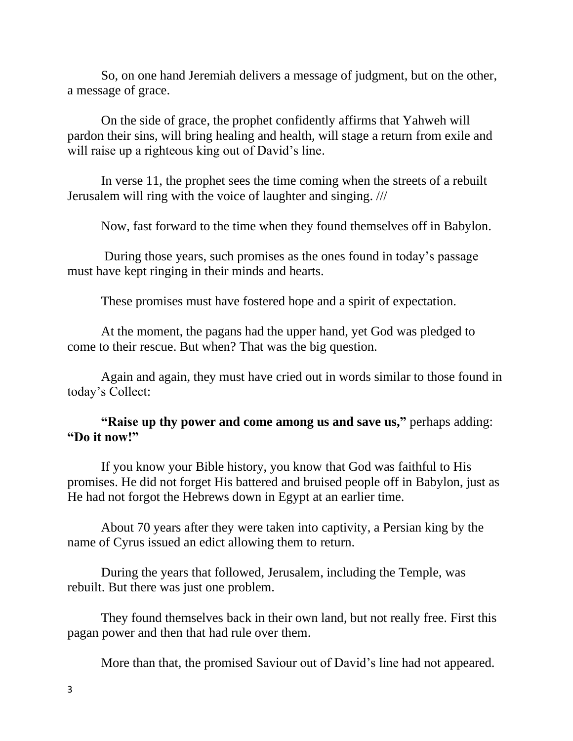So, on one hand Jeremiah delivers a message of judgment, but on the other, a message of grace.

On the side of grace, the prophet confidently affirms that Yahweh will pardon their sins, will bring healing and health, will stage a return from exile and will raise up a righteous king out of David's line.

In verse 11, the prophet sees the time coming when the streets of a rebuilt Jerusalem will ring with the voice of laughter and singing. ///

Now, fast forward to the time when they found themselves off in Babylon.

During those years, such promises as the ones found in today's passage must have kept ringing in their minds and hearts.

These promises must have fostered hope and a spirit of expectation.

At the moment, the pagans had the upper hand, yet God was pledged to come to their rescue. But when? That was the big question.

Again and again, they must have cried out in words similar to those found in today's Collect:

**"Raise up thy power and come among us and save us,"** perhaps adding: **"Do it now!"**

If you know your Bible history, you know that God <u>was</u> faithful to His promises. He did not forget His battered and bruised people off in Babylon, just as He had not forgot the Hebrews down in Egypt at an earlier time.

About 70 years after they were taken into captivity, a Persian king by the name of Cyrus issued an edict allowing them to return.

During the years that followed, Jerusalem, including the Temple, was rebuilt. But there was just one problem.

They found themselves back in their own land, but not really free. First this pagan power and then that had rule over them.

More than that, the promised Saviour out of David's line had not appeared.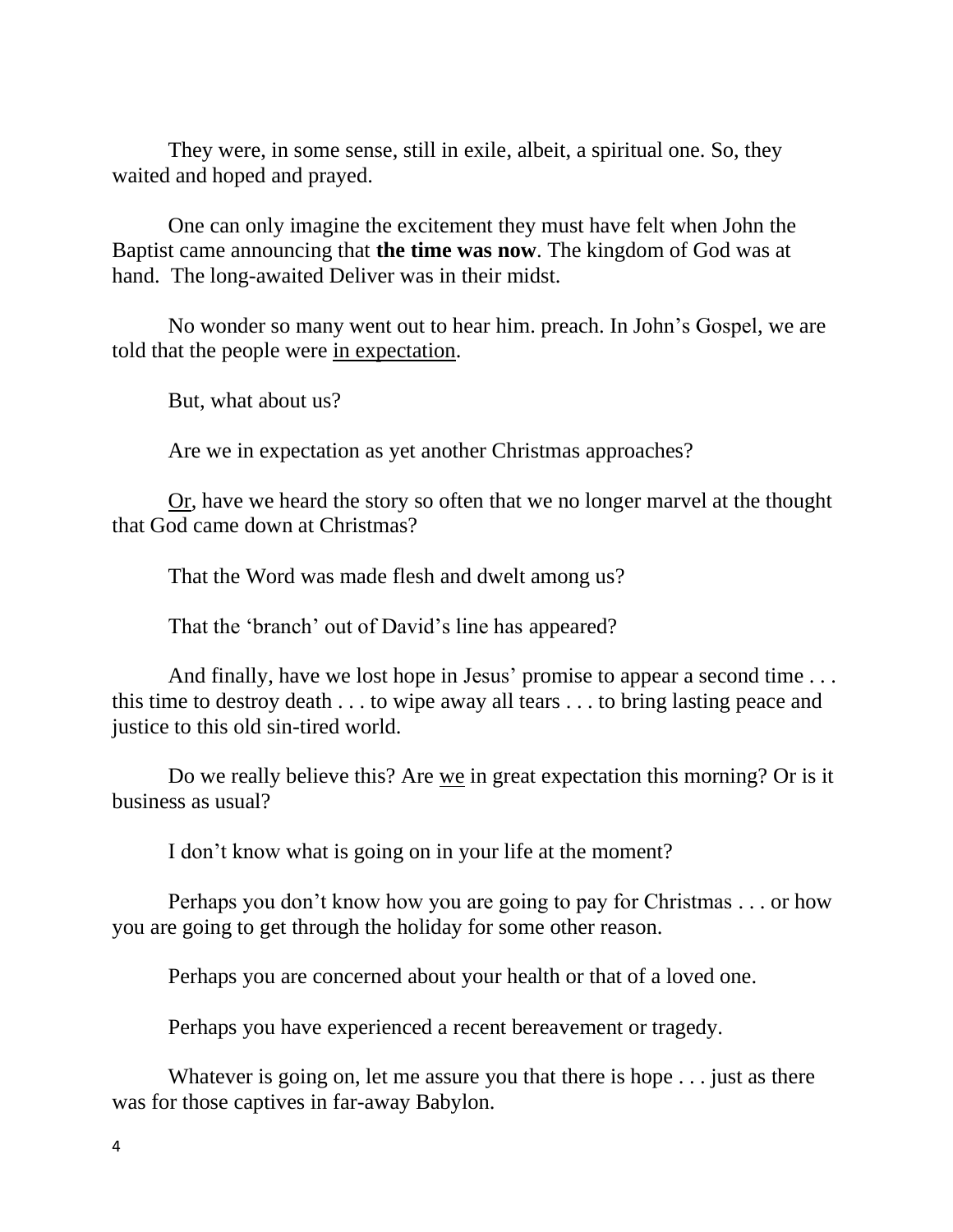They were, in some sense, still in exile, albeit, a spiritual one. So, they waited and hoped and prayed.

One can only imagine the excitement they must have felt when John the Baptist came announcing that **the time was now**. The kingdom of God was at hand. The long-awaited Deliver was in their midst.

No wonder so many went out to hear him. preach. In John's Gospel, we are told that the people were <u>in expectation</u>.

But, what about us?

Are we in expectation as yet another Christmas approaches?

<u>Or</u>, have we heard the story so often that we no longer marvel at the thought that God came down at Christmas?

That the Word was made flesh and dwelt among us?

That the 'branch' out of David's line has appeared?

And finally, have we lost hope in Jesus' promise to appear a second time . . . this time to destroy death . . . to wipe away all tears . . . to bring lasting peace and justice to this old sin-tired world.

Do we really believe this? Are <u>we</u> in great expectation this morning? Or is it business as usual?

I don't know what is going on in your life at the moment?

Perhaps you don't know how you are going to pay for Christmas . . . or how you are going to get through the holiday for some other reason.

Perhaps you are concerned about your health or that of a loved one.

Perhaps you have experienced a recent bereavement or tragedy.

Whatever is going on, let me assure you that there is hope . . . just as there was for those captives in far-away Babylon.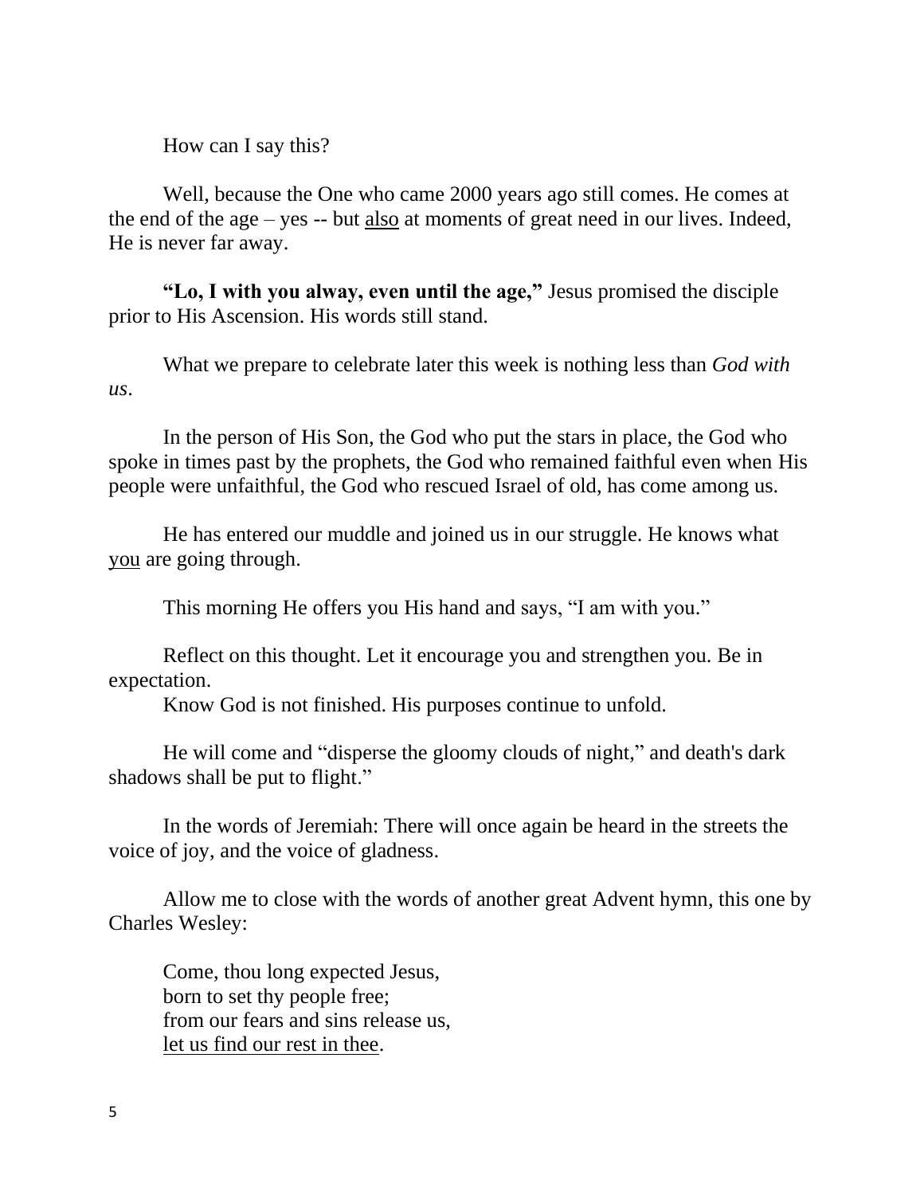How can I say this?

Well, because the One who came 2000 years ago still comes. He comes at the end of the age – yes -- but <u>also</u> at moments of great need in our lives. Indeed, He is never far away.

**"Lo, I with you alway, even until the age,"** Jesus promised the disciple prior to His Ascension. His words still stand.

What we prepare to celebrate later this week is nothing less than *God with us*.

In the person of His Son, the God who put the stars in place, the God who spoke in times past by the prophets, the God who remained faithful even when His people were unfaithful, the God who rescued Israel of old, has come among us.

He has entered our muddle and joined us in our struggle. He knows what <u>you</u> are going through.

This morning He offers you His hand and says, "I am with you."

Reflect on this thought. Let it encourage you and strengthen you. Be in expectation.

Know God is not finished. His purposes continue to unfold.

He will come and "disperse the gloomy clouds of night," and death's dark shadows shall be put to flight."

In the words of Jeremiah: There will once again be heard in the streets the voice of joy, and the voice of gladness.

Allow me to close with the words of another great Advent hymn, this one by Charles Wesley:

Come, thou long expected Jesus,
born to set thy people free;
from our fears and sins release us,
<u>let us find our rest in thee</u>.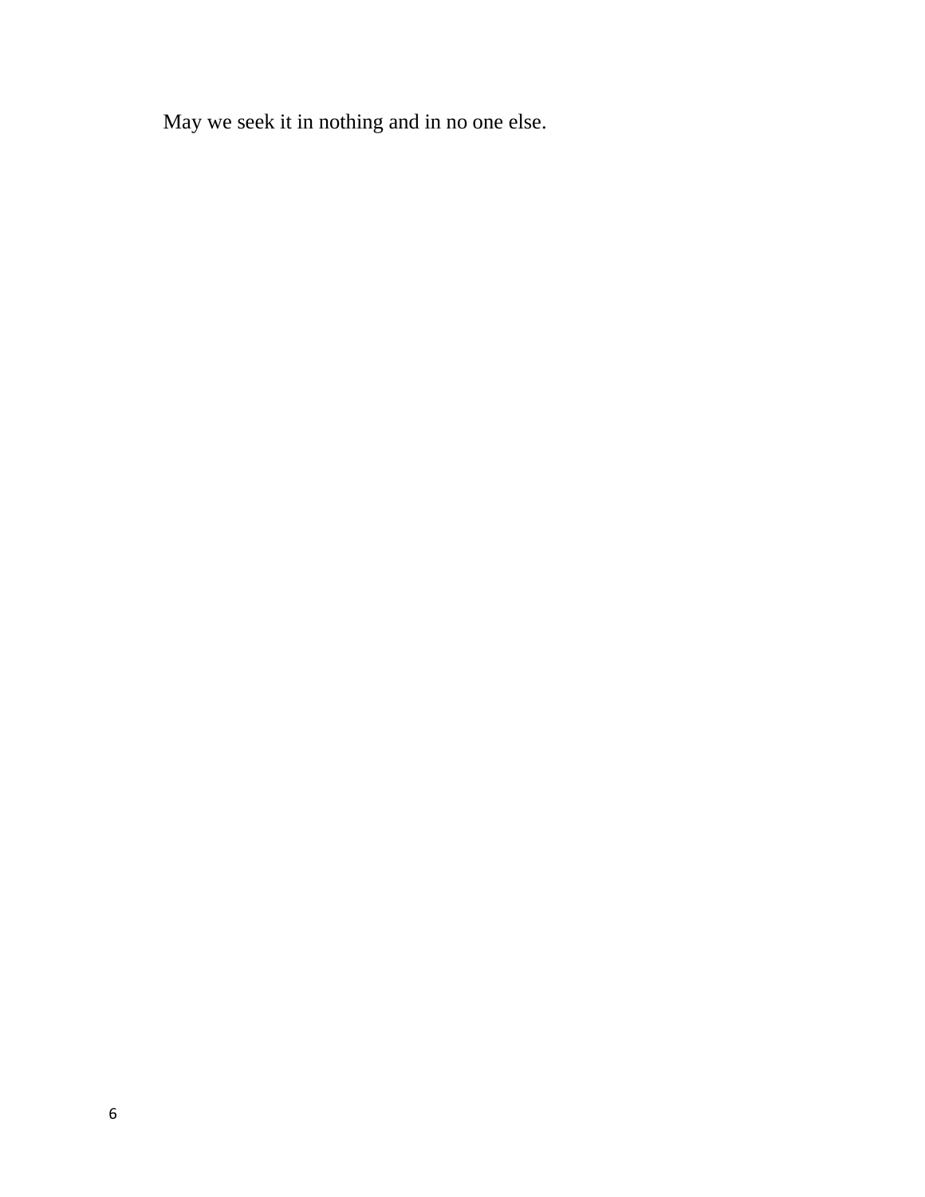May we seek it in nothing and in no one else.